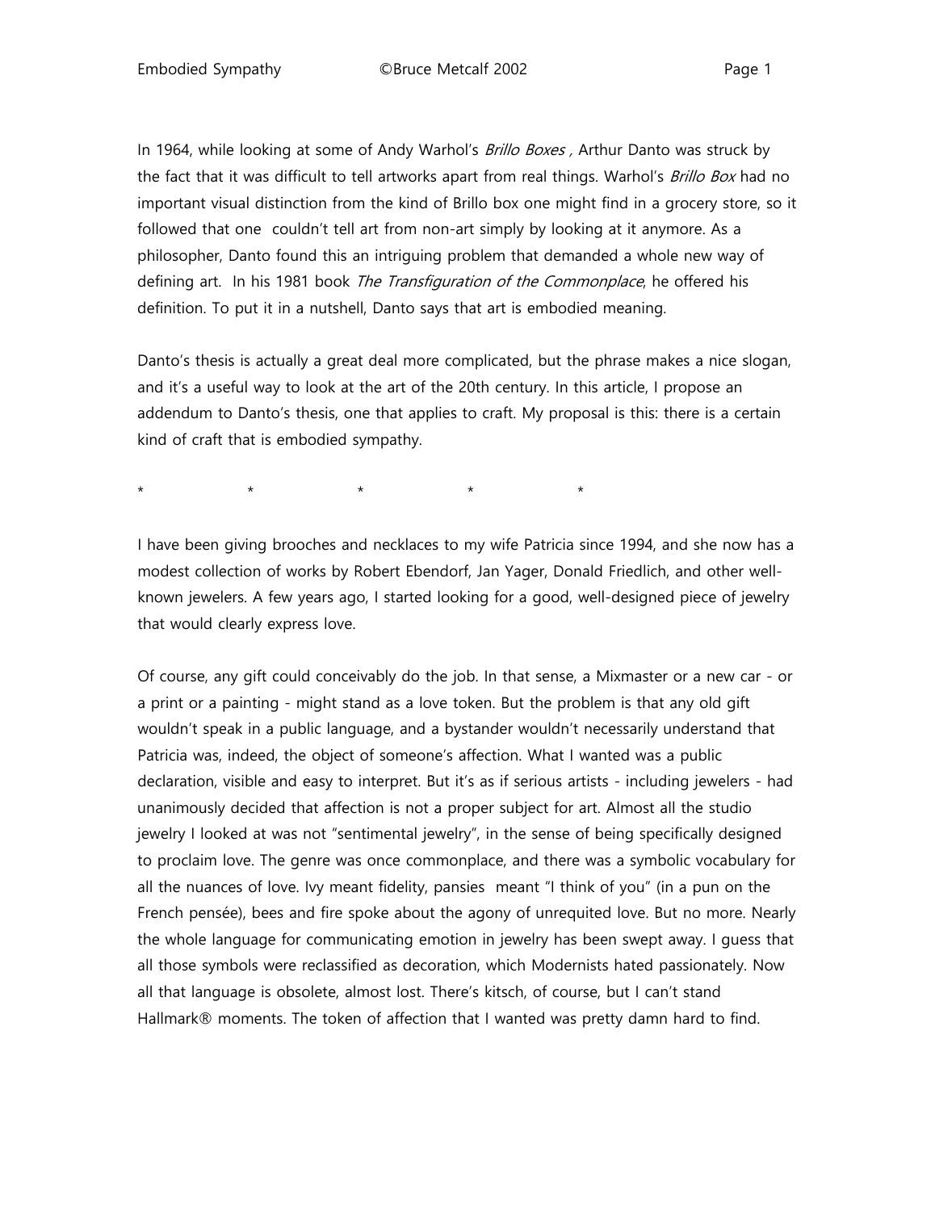In 1964, while looking at some of Andy Warhol's *Brillo Boxes ,* Arthur Danto was struck by the fact that it was difficult to tell artworks apart from real things. Warhol's *Brillo Box* had no important visual distinction from the kind of Brillo box one might find in a grocery store, so it followed that one couldn't tell art from non-art simply by looking at it anymore. As a philosopher, Danto found this an intriguing problem that demanded a whole new way of defining art. In his 1981 book *The Transfiguration of the Commonplace*, he offered his definition. To put it in a nutshell, Danto says that art is embodied meaning.

Danto's thesis is actually a great deal more complicated, but the phrase makes a nice slogan, and it's a useful way to look at the art of the 20th century. In this article, I propose an addendum to Danto's thesis, one that applies to craft. My proposal is this: there is a certain kind of craft that is embodied sympathy.

\* \* \* \* \*

I have been giving brooches and necklaces to my wife Patricia since 1994, and she now has a modest collection of works by Robert Ebendorf, Jan Yager, Donald Friedlich, and other well-known jewelers. A few years ago, I started looking for a good, well-designed piece of jewelry that would clearly express love.

Of course, any gift could conceivably do the job. In that sense, a Mixmaster or a new car - or a print or a painting - might stand as a love token. But the problem is that any old gift wouldn't speak in a public language, and a bystander wouldn't necessarily understand that Patricia was, indeed, the object of someone's affection. What I wanted was a public declaration, visible and easy to interpret. But it's as if serious artists - including jewelers - had unanimously decided that affection is not a proper subject for art. Almost all the studio jewelry I looked at was not "sentimental jewelry", in the sense of being specifically designed to proclaim love. The genre was once commonplace, and there was a symbolic vocabulary for all the nuances of love. Ivy meant fidelity, pansies meant "I think of you" (in a pun on the French pensée), bees and fire spoke about the agony of unrequited love. But no more. Nearly the whole language for communicating emotion in jewelry has been swept away. I guess that all those symbols were reclassified as decoration, which Modernists hated passionately. Now all that language is obsolete, almost lost. There's kitsch, of course, but I can't stand Hallmark® moments. The token of affection that I wanted was pretty damn hard to find.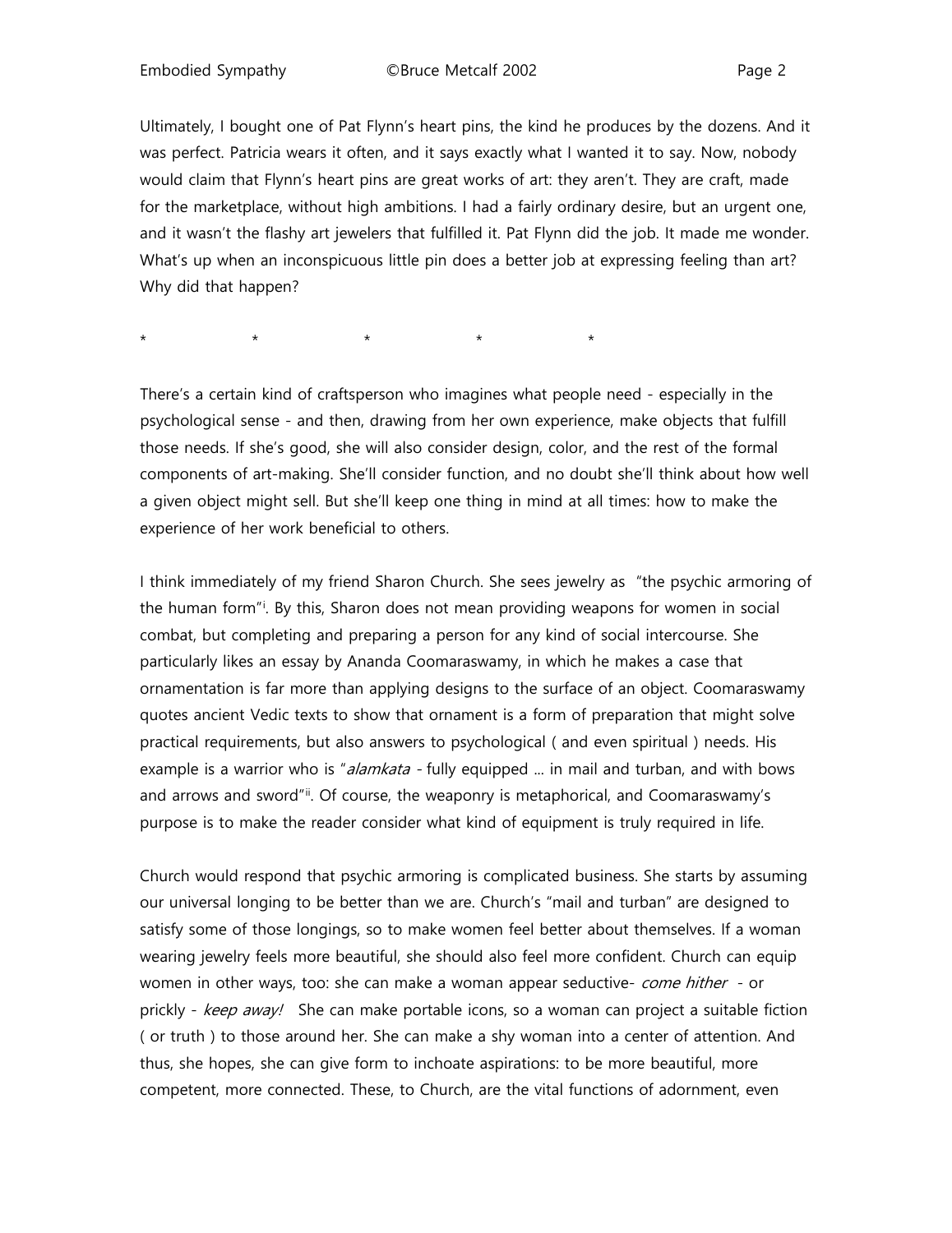Ultimately, I bought one of Pat Flynn's heart pins, the kind he produces by the dozens. And it was perfect. Patricia wears it often, and it says exactly what I wanted it to say. Now, nobody would claim that Flynn's heart pins are great works of art: they aren't. They are craft, made for the marketplace, without high ambitions. I had a fairly ordinary desire, but an urgent one, and it wasn't the flashy art jewelers that fulfilled it. Pat Flynn did the job. It made me wonder. What's up when an inconspicuous little pin does a better job at expressing feeling than art? Why did that happen?

\*   \*   \*   \*   \*

There's a certain kind of craftsperson who imagines what people need - especially in the psychological sense - and then, drawing from her own experience, make objects that fulfill those needs. If she's good, she will also consider design, color, and the rest of the formal components of art-making. She'll consider function, and no doubt she'll think about how well a given object might sell. But she'll keep one thing in mind at all times: how to make the experience of her work beneficial to others.

I think immediately of my friend Sharon Church. She sees jewelry as "the psychic armoring of the human form"[i]. By this, Sharon does not mean providing weapons for women in social combat, but completing and preparing a person for any kind of social intercourse. She particularly likes an essay by Ananda Coomaraswamy, in which he makes a case that ornamentation is far more than applying designs to the surface of an object. Coomaraswamy quotes ancient Vedic texts to show that ornament is a form of preparation that might solve practical requirements, but also answers to psychological ( and even spiritual ) needs. His example is a warrior who is "*alamkata* - fully equipped ... in mail and turban, and with bows and arrows and sword"[ii]. Of course, the weaponry is metaphorical, and Coomaraswamy's purpose is to make the reader consider what kind of equipment is truly required in life.

Church would respond that psychic armoring is complicated business. She starts by assuming our universal longing to be better than we are. Church's "mail and turban" are designed to satisfy some of those longings, so to make women feel better about themselves. If a woman wearing jewelry feels more beautiful, she should also feel more confident. Church can equip women in other ways, too: she can make a woman appear seductive- *come hither* - or prickly - *keep away!* She can make portable icons, so a woman can project a suitable fiction ( or truth ) to those around her. She can make a shy woman into a center of attention. And thus, she hopes, she can give form to inchoate aspirations: to be more beautiful, more competent, more connected. These, to Church, are the vital functions of adornment, even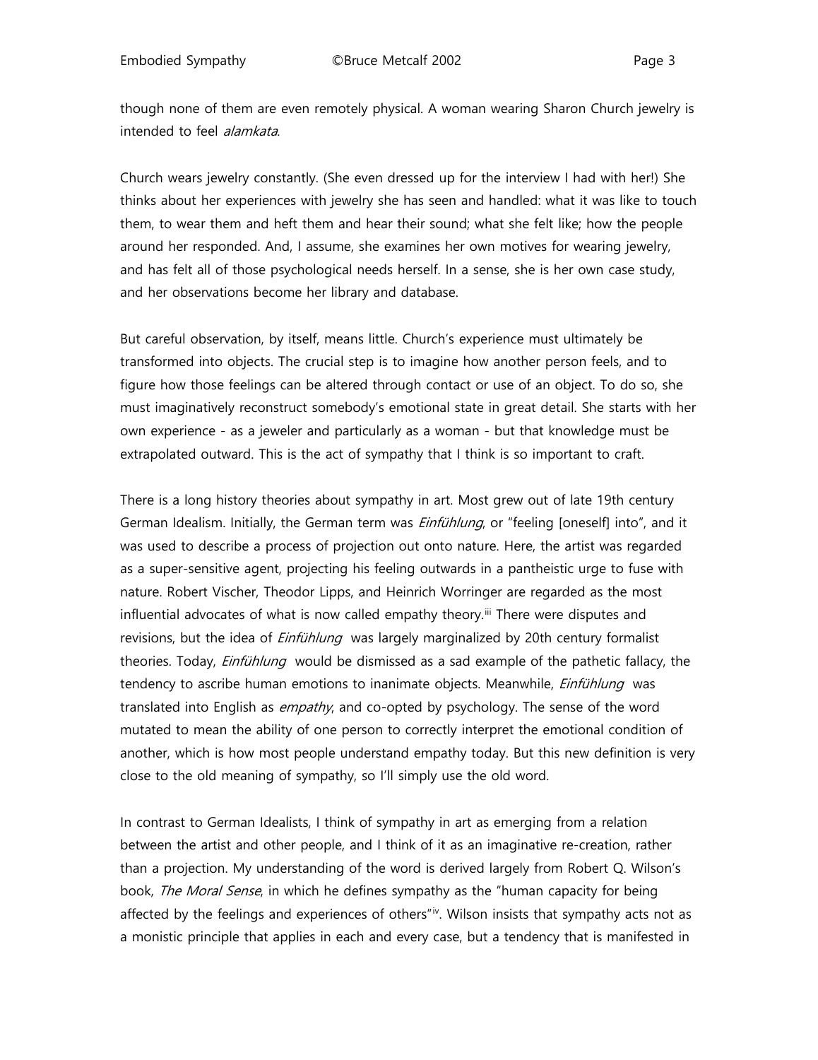though none of them are even remotely physical. A woman wearing Sharon Church jewelry is intended to feel *alamkata*.

Church wears jewelry constantly. (She even dressed up for the interview I had with her!) She thinks about her experiences with jewelry she has seen and handled: what it was like to touch them, to wear them and heft them and hear their sound; what she felt like; how the people around her responded. And, I assume, she examines her own motives for wearing jewelry, and has felt all of those psychological needs herself. In a sense, she is her own case study, and her observations become her library and database.

But careful observation, by itself, means little. Church's experience must ultimately be transformed into objects. The crucial step is to imagine how another person feels, and to figure how those feelings can be altered through contact or use of an object. To do so, she must imaginatively reconstruct somebody's emotional state in great detail. She starts with her own experience - as a jeweler and particularly as a woman - but that knowledge must be extrapolated outward. This is the act of sympathy that I think is so important to craft.

There is a long history theories about sympathy in art. Most grew out of late 19th century German Idealism. Initially, the German term was *Einfühlung*, or "feeling [oneself] into", and it was used to describe a process of projection out onto nature. Here, the artist was regarded as a super-sensitive agent, projecting his feeling outwards in a pantheistic urge to fuse with nature. Robert Vischer, Theodor Lipps, and Heinrich Worringer are regarded as the most influential advocates of what is now called empathy theory.[iii] There were disputes and revisions, but the idea of *Einfühlung* was largely marginalized by 20th century formalist theories. Today, *Einfühlung* would be dismissed as a sad example of the pathetic fallacy, the tendency to ascribe human emotions to inanimate objects. Meanwhile, *Einfühlung* was translated into English as *empathy*, and co-opted by psychology. The sense of the word mutated to mean the ability of one person to correctly interpret the emotional condition of another, which is how most people understand empathy today. But this new definition is very close to the old meaning of sympathy, so I'll simply use the old word.

In contrast to German Idealists, I think of sympathy in art as emerging from a relation between the artist and other people, and I think of it as an imaginative re-creation, rather than a projection. My understanding of the word is derived largely from Robert Q. Wilson's book, *The Moral Sense*, in which he defines sympathy as the "human capacity for being affected by the feelings and experiences of others"[iv]. Wilson insists that sympathy acts not as a monistic principle that applies in each and every case, but a tendency that is manifested in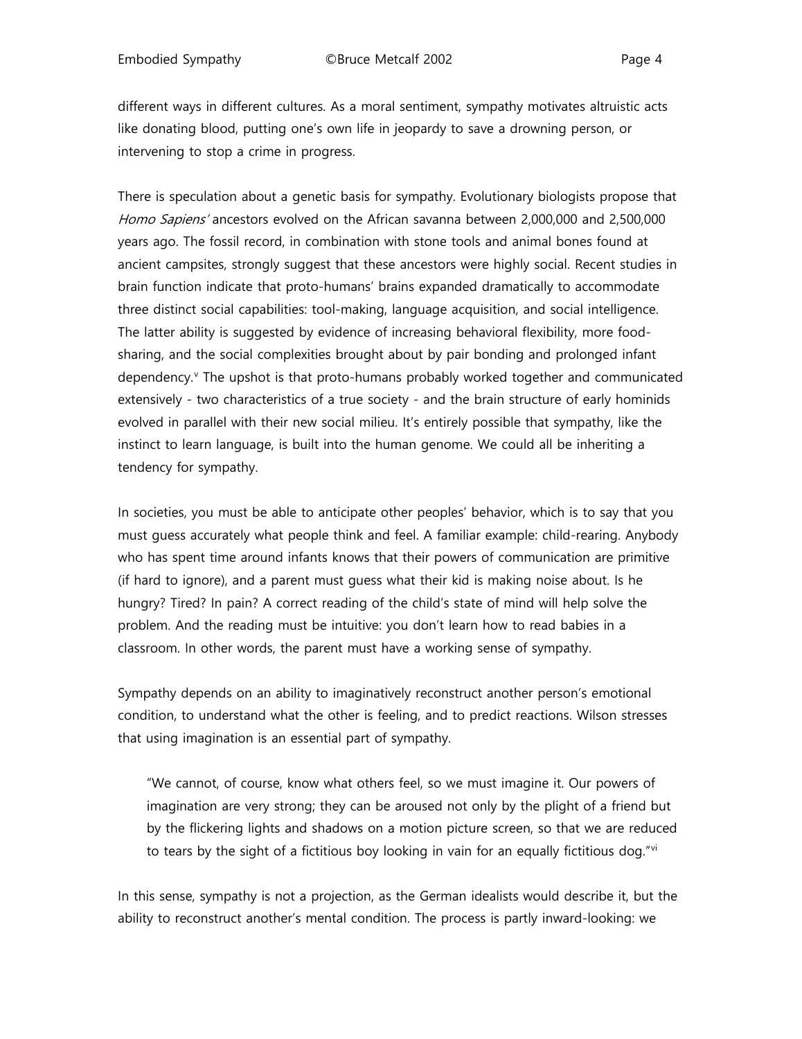different ways in different cultures. As a moral sentiment, sympathy motivates altruistic acts like donating blood, putting one's own life in jeopardy to save a drowning person, or intervening to stop a crime in progress.

There is speculation about a genetic basis for sympathy. Evolutionary biologists propose that *Homo Sapiens'* ancestors evolved on the African savanna between 2,000,000 and 2,500,000 years ago. The fossil record, in combination with stone tools and animal bones found at ancient campsites, strongly suggest that these ancestors were highly social. Recent studies in brain function indicate that proto-humans' brains expanded dramatically to accommodate three distinct social capabilities: tool-making, language acquisition, and social intelligence. The latter ability is suggested by evidence of increasing behavioral flexibility, more food-sharing, and the social complexities brought about by pair bonding and prolonged infant dependency.[v] The upshot is that proto-humans probably worked together and communicated extensively - two characteristics of a true society - and the brain structure of early hominids evolved in parallel with their new social milieu. It's entirely possible that sympathy, like the instinct to learn language, is built into the human genome. We could all be inheriting a tendency for sympathy.

In societies, you must be able to anticipate other peoples' behavior, which is to say that you must guess accurately what people think and feel. A familiar example: child-rearing. Anybody who has spent time around infants knows that their powers of communication are primitive (if hard to ignore), and a parent must guess what their kid is making noise about. Is he hungry? Tired? In pain? A correct reading of the child's state of mind will help solve the problem. And the reading must be intuitive: you don't learn how to read babies in a classroom. In other words, the parent must have a working sense of sympathy.

Sympathy depends on an ability to imaginatively reconstruct another person's emotional condition, to understand what the other is feeling, and to predict reactions. Wilson stresses that using imagination is an essential part of sympathy.

> "We cannot, of course, know what others feel, so we must imagine it. Our powers of imagination are very strong; they can be aroused not only by the plight of a friend but by the flickering lights and shadows on a motion picture screen, so that we are reduced to tears by the sight of a fictitious boy looking in vain for an equally fictitious dog."[vi]

In this sense, sympathy is not a projection, as the German idealists would describe it, but the ability to reconstruct another's mental condition. The process is partly inward-looking: we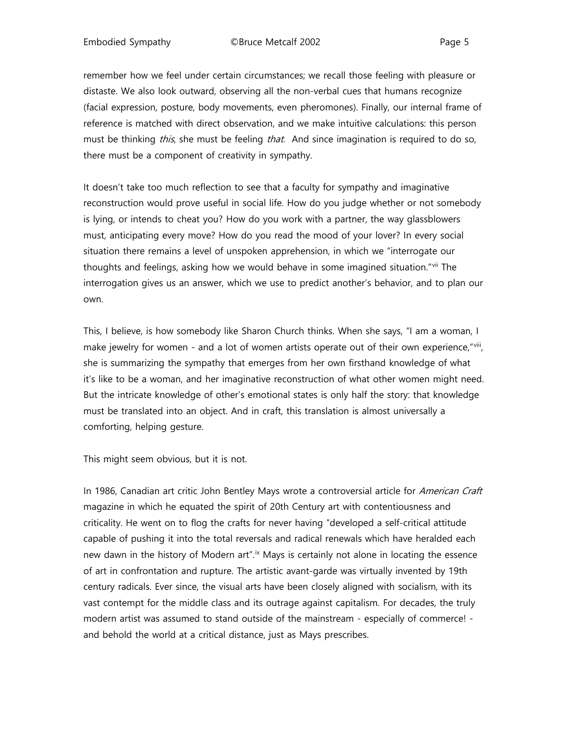remember how we feel under certain circumstances; we recall those feeling with pleasure or distaste. We also look outward, observing all the non-verbal cues that humans recognize (facial expression, posture, body movements, even pheromones). Finally, our internal frame of reference is matched with direct observation, and we make intuitive calculations: this person must be thinking *this*, she must be feeling *that*. And since imagination is required to do so, there must be a component of creativity in sympathy.

It doesn't take too much reflection to see that a faculty for sympathy and imaginative reconstruction would prove useful in social life. How do you judge whether or not somebody is lying, or intends to cheat you? How do you work with a partner, the way glassblowers must, anticipating every move? How do you read the mood of your lover? In every social situation there remains a level of unspoken apprehension, in which we "interrogate our thoughts and feelings, asking how we would behave in some imagined situation."[vii] The interrogation gives us an answer, which we use to predict another's behavior, and to plan our own.

This, I believe, is how somebody like Sharon Church thinks. When she says, "I am a woman, I make jewelry for women - and a lot of women artists operate out of their own experience,"[viii], she is summarizing the sympathy that emerges from her own firsthand knowledge of what it's like to be a woman, and her imaginative reconstruction of what other women might need. But the intricate knowledge of other's emotional states is only half the story: that knowledge must be translated into an object. And in craft, this translation is almost universally a comforting, helping gesture.

This might seem obvious, but it is not.

In 1986, Canadian art critic John Bentley Mays wrote a controversial article for *American Craft* magazine in which he equated the spirit of 20th Century art with contentiousness and criticality. He went on to flog the crafts for never having "developed a self-critical attitude capable of pushing it into the total reversals and radical renewals which have heralded each new dawn in the history of Modern art".[ix] Mays is certainly not alone in locating the essence of art in confrontation and rupture. The artistic avant-garde was virtually invented by 19th century radicals. Ever since, the visual arts have been closely aligned with socialism, with its vast contempt for the middle class and its outrage against capitalism. For decades, the truly modern artist was assumed to stand outside of the mainstream - especially of commerce! - and behold the world at a critical distance, just as Mays prescribes.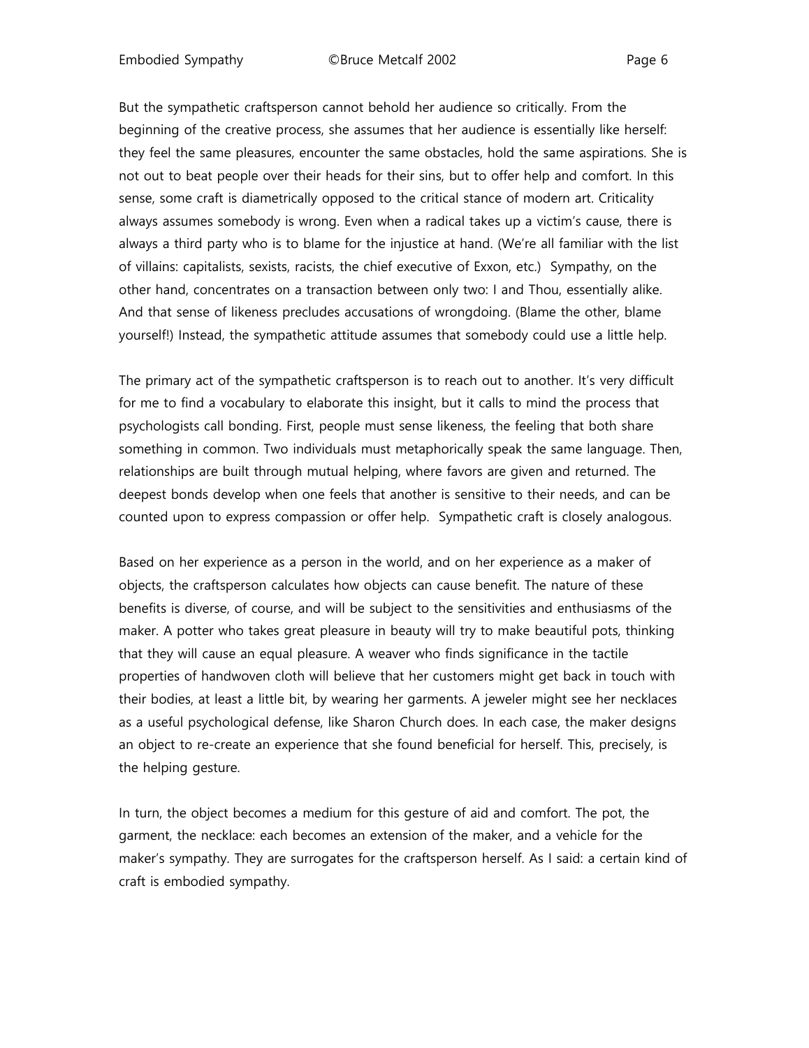But the sympathetic craftsperson cannot behold her audience so critically. From the beginning of the creative process, she assumes that her audience is essentially like herself: they feel the same pleasures, encounter the same obstacles, hold the same aspirations. She is not out to beat people over their heads for their sins, but to offer help and comfort. In this sense, some craft is diametrically opposed to the critical stance of modern art. Criticality always assumes somebody is wrong. Even when a radical takes up a victim's cause, there is always a third party who is to blame for the injustice at hand. (We're all familiar with the list of villains: capitalists, sexists, racists, the chief executive of Exxon, etc.) Sympathy, on the other hand, concentrates on a transaction between only two: I and Thou, essentially alike. And that sense of likeness precludes accusations of wrongdoing. (Blame the other, blame yourself!) Instead, the sympathetic attitude assumes that somebody could use a little help.

The primary act of the sympathetic craftsperson is to reach out to another. It's very difficult for me to find a vocabulary to elaborate this insight, but it calls to mind the process that psychologists call bonding. First, people must sense likeness, the feeling that both share something in common. Two individuals must metaphorically speak the same language. Then, relationships are built through mutual helping, where favors are given and returned. The deepest bonds develop when one feels that another is sensitive to their needs, and can be counted upon to express compassion or offer help. Sympathetic craft is closely analogous.

Based on her experience as a person in the world, and on her experience as a maker of objects, the craftsperson calculates how objects can cause benefit. The nature of these benefits is diverse, of course, and will be subject to the sensitivities and enthusiasms of the maker. A potter who takes great pleasure in beauty will try to make beautiful pots, thinking that they will cause an equal pleasure. A weaver who finds significance in the tactile properties of handwoven cloth will believe that her customers might get back in touch with their bodies, at least a little bit, by wearing her garments. A jeweler might see her necklaces as a useful psychological defense, like Sharon Church does. In each case, the maker designs an object to re-create an experience that she found beneficial for herself. This, precisely, is the helping gesture.

In turn, the object becomes a medium for this gesture of aid and comfort. The pot, the garment, the necklace: each becomes an extension of the maker, and a vehicle for the maker's sympathy. They are surrogates for the craftsperson herself. As I said: a certain kind of craft is embodied sympathy.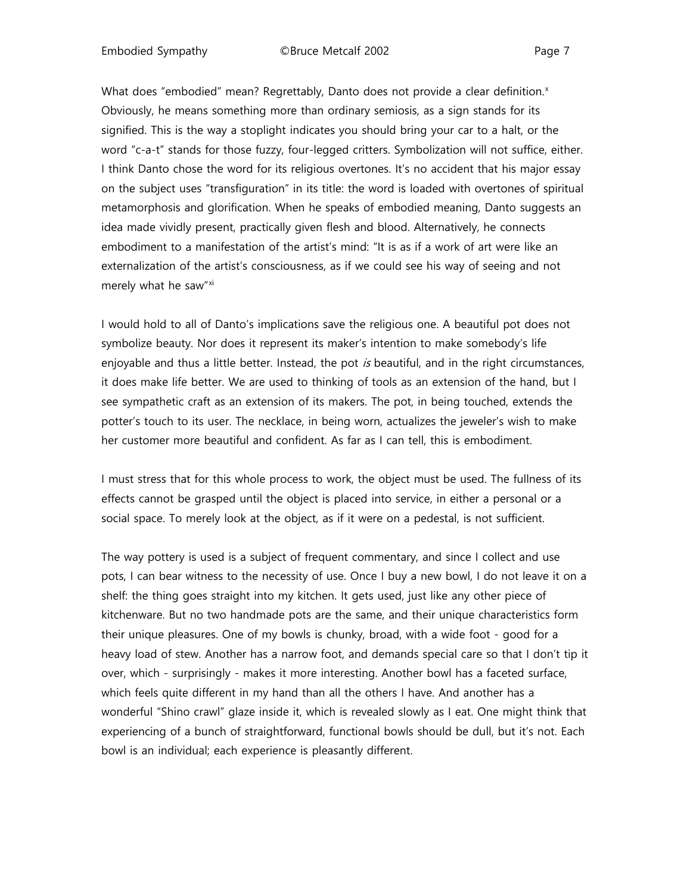What does "embodied" mean? Regrettably, Danto does not provide a clear definition.[x] Obviously, he means something more than ordinary semiosis, as a sign stands for its signified. This is the way a stoplight indicates you should bring your car to a halt, or the word "c-a-t" stands for those fuzzy, four-legged critters. Symbolization will not suffice, either. I think Danto chose the word for its religious overtones. It's no accident that his major essay on the subject uses "transfiguration" in its title: the word is loaded with overtones of spiritual metamorphosis and glorification. When he speaks of embodied meaning, Danto suggests an idea made vividly present, practically given flesh and blood. Alternatively, he connects embodiment to a manifestation of the artist's mind: "It is as if a work of art were like an externalization of the artist's consciousness, as if we could see his way of seeing and not merely what he saw"[xi]

I would hold to all of Danto's implications save the religious one. A beautiful pot does not symbolize beauty. Nor does it represent its maker's intention to make somebody's life enjoyable and thus a little better. Instead, the pot *is* beautiful, and in the right circumstances, it does make life better. We are used to thinking of tools as an extension of the hand, but I see sympathetic craft as an extension of its makers. The pot, in being touched, extends the potter's touch to its user. The necklace, in being worn, actualizes the jeweler's wish to make her customer more beautiful and confident. As far as I can tell, this is embodiment.

I must stress that for this whole process to work, the object must be used. The fullness of its effects cannot be grasped until the object is placed into service, in either a personal or a social space. To merely look at the object, as if it were on a pedestal, is not sufficient.

The way pottery is used is a subject of frequent commentary, and since I collect and use pots, I can bear witness to the necessity of use. Once I buy a new bowl, I do not leave it on a shelf: the thing goes straight into my kitchen. It gets used, just like any other piece of kitchenware. But no two handmade pots are the same, and their unique characteristics form their unique pleasures. One of my bowls is chunky, broad, with a wide foot - good for a heavy load of stew. Another has a narrow foot, and demands special care so that I don't tip it over, which - surprisingly - makes it more interesting. Another bowl has a faceted surface, which feels quite different in my hand than all the others I have. And another has a wonderful "Shino crawl" glaze inside it, which is revealed slowly as I eat. One might think that experiencing of a bunch of straightforward, functional bowls should be dull, but it's not. Each bowl is an individual; each experience is pleasantly different.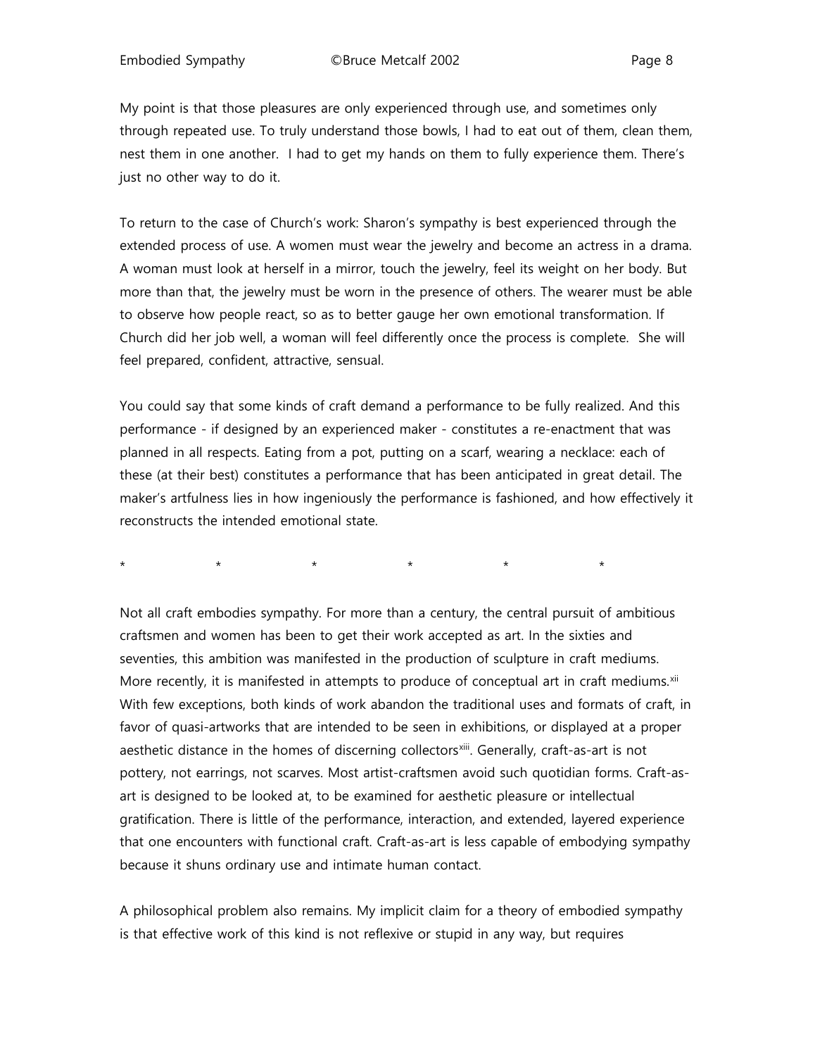My point is that those pleasures are only experienced through use, and sometimes only through repeated use. To truly understand those bowls, I had to eat out of them, clean them, nest them in one another. I had to get my hands on them to fully experience them. There's just no other way to do it.

To return to the case of Church's work: Sharon's sympathy is best experienced through the extended process of use. A women must wear the jewelry and become an actress in a drama. A woman must look at herself in a mirror, touch the jewelry, feel its weight on her body. But more than that, the jewelry must be worn in the presence of others. The wearer must be able to observe how people react, so as to better gauge her own emotional transformation. If Church did her job well, a woman will feel differently once the process is complete. She will feel prepared, confident, attractive, sensual.

You could say that some kinds of craft demand a performance to be fully realized. And this performance - if designed by an experienced maker - constitutes a re-enactment that was planned in all respects. Eating from a pot, putting on a scarf, wearing a necklace: each of these (at their best) constitutes a performance that has been anticipated in great detail. The maker's artfulness lies in how ingeniously the performance is fashioned, and how effectively it reconstructs the intended emotional state.

\*                    \*                    \*                    \*                    \*                    \*

Not all craft embodies sympathy. For more than a century, the central pursuit of ambitious craftsmen and women has been to get their work accepted as art. In the sixties and seventies, this ambition was manifested in the production of sculpture in craft mediums. More recently, it is manifested in attempts to produce of conceptual art in craft mediums.[xii] With few exceptions, both kinds of work abandon the traditional uses and formats of craft, in favor of quasi-artworks that are intended to be seen in exhibitions, or displayed at a proper aesthetic distance in the homes of discerning collectors[xiii]. Generally, craft-as-art is not pottery, not earrings, not scarves. Most artist-craftsmen avoid such quotidian forms. Craft-as-art is designed to be looked at, to be examined for aesthetic pleasure or intellectual gratification. There is little of the performance, interaction, and extended, layered experience that one encounters with functional craft. Craft-as-art is less capable of embodying sympathy because it shuns ordinary use and intimate human contact.

A philosophical problem also remains. My implicit claim for a theory of embodied sympathy is that effective work of this kind is not reflexive or stupid in any way, but requires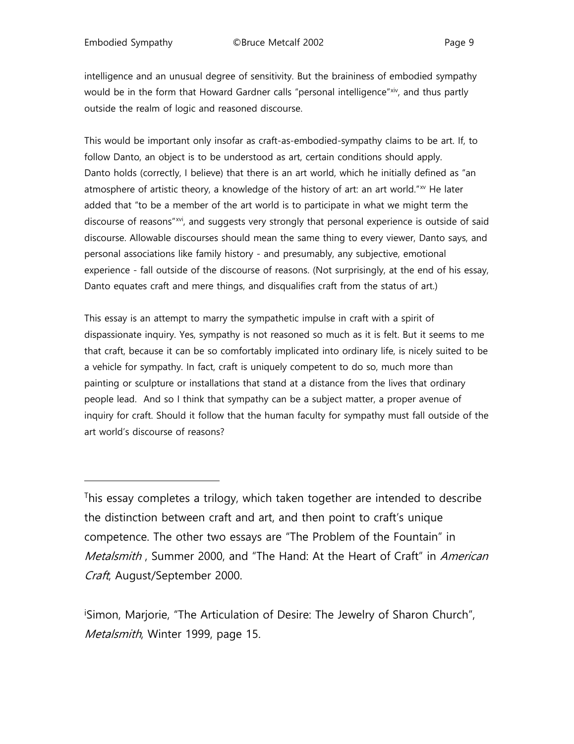intelligence and an unusual degree of sensitivity. But the braininess of embodied sympathy would be in the form that Howard Gardner calls "personal intelligence"[xiv], and thus partly outside the realm of logic and reasoned discourse.

This would be important only insofar as craft-as-embodied-sympathy claims to be art. If, to follow Danto, an object is to be understood as art, certain conditions should apply. Danto holds (correctly, I believe) that there is an art world, which he initially defined as "an atmosphere of artistic theory, a knowledge of the history of art: an art world."[xv] He later added that "to be a member of the art world is to participate in what we might term the discourse of reasons"[xvi], and suggests very strongly that personal experience is outside of said discourse. Allowable discourses should mean the same thing to every viewer, Danto says, and personal associations like family history - and presumably, any subjective, emotional experience - fall outside of the discourse of reasons. (Not surprisingly, at the end of his essay, Danto equates craft and mere things, and disqualifies craft from the status of art.)

This essay is an attempt to marry the sympathetic impulse in craft with a spirit of dispassionate inquiry. Yes, sympathy is not reasoned so much as it is felt. But it seems to me that craft, because it can be so comfortably implicated into ordinary life, is nicely suited to be a vehicle for sympathy. In fact, craft is uniquely competent to do so, much more than painting or sculpture or installations that stand at a distance from the lives that ordinary people lead. And so I think that sympathy can be a subject matter, a proper avenue of inquiry for craft. Should it follow that the human faculty for sympathy must fall outside of the art world's discourse of reasons?

---

This essay completes a trilogy, which taken together are intended to describe the distinction between craft and art, and then point to craft's unique competence. The other two essays are "The Problem of the Fountain" in *Metalsmith* , Summer 2000, and "The Hand: At the Heart of Craft" in *American Craft*, August/September 2000.

[i]Simon, Marjorie, "The Articulation of Desire: The Jewelry of Sharon Church", *Metalsmith*, Winter 1999, page 15.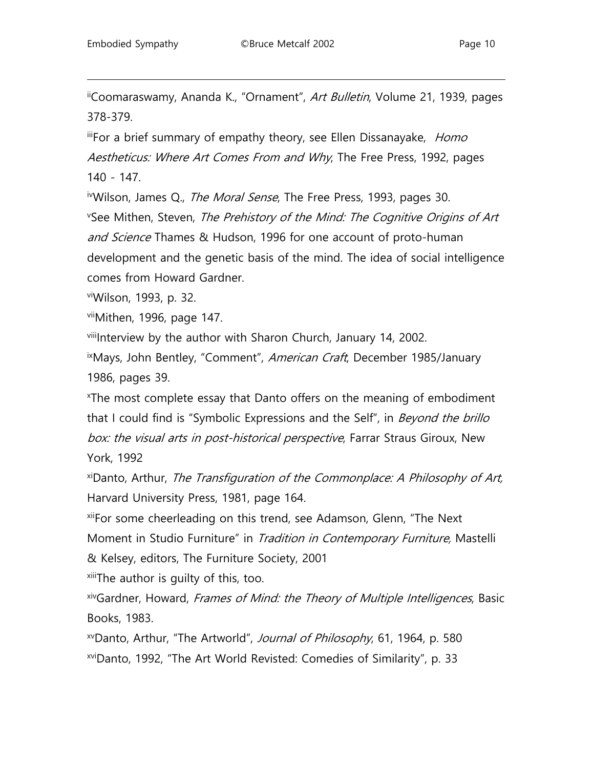[ii]Coomaraswamy, Ananda K., "Ornament", *Art Bulletin*, Volume 21, 1939, pages 378-379.

[iii]For a brief summary of empathy theory, see Ellen Dissanayake, *Homo Aestheticus: Where Art Comes From and Why*, The Free Press, 1992, pages 140 - 147.

[iv]Wilson, James Q., *The Moral Sense*, The Free Press, 1993, pages 30.

[v]See Mithen, Steven, *The Prehistory of the Mind: The Cognitive Origins of Art and Science* Thames & Hudson, 1996 for one account of proto-human development and the genetic basis of the mind. The idea of social intelligence comes from Howard Gardner.

[vi]Wilson, 1993, p. 32.

[vii]Mithen, 1996, page 147.

[viii]Interview by the author with Sharon Church, January 14, 2002.

[ix]Mays, John Bentley, "Comment", *American Craft*, December 1985/January 1986, pages 39.

[x]The most complete essay that Danto offers on the meaning of embodiment that I could find is "Symbolic Expressions and the Self", in *Beyond the brillo box: the visual arts in post-historical perspective*, Farrar Straus Giroux, New York, 1992

[xi]Danto, Arthur, *The Transfiguration of the Commonplace: A Philosophy of Art,* Harvard University Press, 1981, page 164.

[xii]For some cheerleading on this trend, see Adamson, Glenn, "The Next Moment in Studio Furniture" in *Tradition in Contemporary Furniture,* Mastelli & Kelsey, editors, The Furniture Society, 2001

[xiii]The author is guilty of this, too.

[xiv]Gardner, Howard, *Frames of Mind: the Theory of Multiple Intelligences*, Basic Books, 1983.

[xv]Danto, Arthur, "The Artworld", *Journal of Philosophy*, 61, 1964, p. 580

[xvi]Danto, 1992, "The Art World Revisted: Comedies of Similarity", p. 33